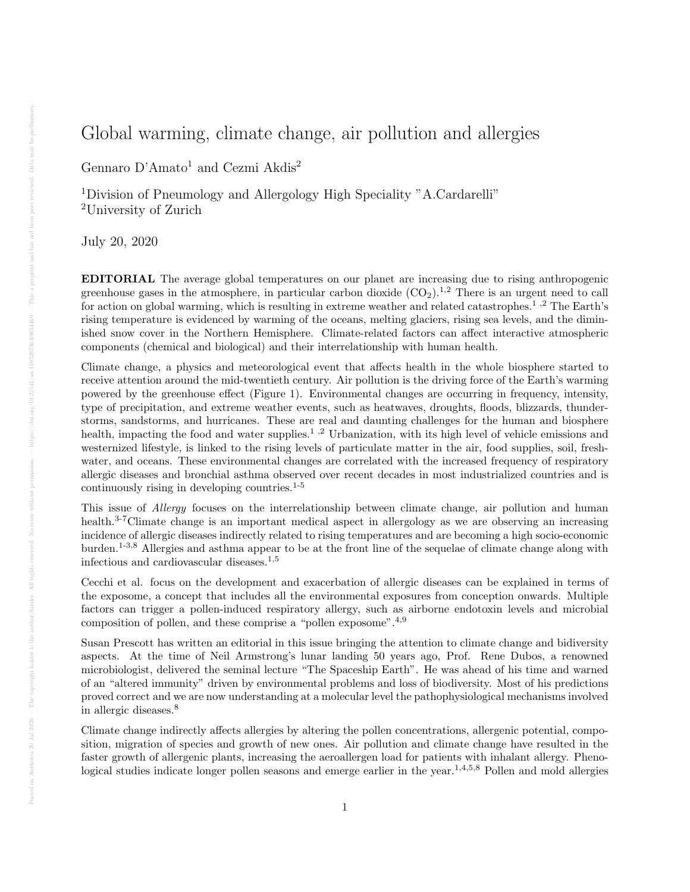# Global warming, climate change, air pollution and allergies

Gennaro D'Amato[1] and Cezmi Akdis[2]

[1]Division of Pneumology and Allergology High Speciality "A.Cardarelli"
[2]University of Zurich

July 20, 2020

**EDITORIAL** The average global temperatures on our planet are increasing due to rising anthropogenic greenhouse gases in the atmosphere, in particular carbon dioxide ($CO_2$).[1,2] There is an urgent need to call for action on global warming, which is resulting in extreme weather and related catastrophes.[1,2] The Earth's rising temperature is evidenced by warming of the oceans, melting glaciers, rising sea levels, and the diminished snow cover in the Northern Hemisphere. Climate-related factors can affect interactive atmospheric components (chemical and biological) and their interrelationship with human health.

Climate change, a physics and meteorological event that affects health in the whole biosphere started to receive attention around the mid-twentieth century. Air pollution is the driving force of the Earth's warming powered by the greenhouse effect (Figure 1). Environmental changes are occurring in frequency, intensity, type of precipitation, and extreme weather events, such as heatwaves, droughts, floods, blizzards, thunderstorms, sandstorms, and hurricanes. These are real and daunting challenges for the human and biosphere health, impacting the food and water supplies.[1,2] Urbanization, with its high level of vehicle emissions and westernized lifestyle, is linked to the rising levels of particulate matter in the air, food supplies, soil, freshwater, and oceans. These environmental changes are correlated with the increased frequency of respiratory allergic diseases and bronchial asthma observed over recent decades in most industrialized countries and is continuously rising in developing countries.[1-5]

This issue of *Allergy* focuses on the interrelationship between climate change, air pollution and human health.[3-7]Climate change is an important medical aspect in allergology as we are observing an increasing incidence of allergic diseases indirectly related to rising temperatures and are becoming a high socio-economic burden.[1-3,8] Allergies and asthma appear to be at the front line of the sequelae of climate change along with infectious and cardiovascular diseases.[1,5]

Cecchi et al. focus on the development and exacerbation of allergic diseases can be explained in terms of the exposome, a concept that includes all the environmental exposures from conception onwards. Multiple factors can trigger a pollen-induced respiratory allergy, such as airborne endotoxin levels and microbial composition of pollen, and these comprise a "pollen exposome".[4,9]

Susan Prescott has written an editorial in this issue bringing the attention to climate change and bidiversity aspects. At the time of Neil Armstrong's lunar landing 50 years ago, Prof. Rene Dubos, a renowned microbiologist, delivered the seminal lecture "The Spaceship Earth". He was ahead of his time and warned of an "altered immunity" driven by environmental problems and loss of biodiversity. Most of his predictions proved correct and we are now understanding at a molecular level the pathophysiological mechanisms involved in allergic diseases.[8]

Climate change indirectly affects allergies by altering the pollen concentrations, allergenic potential, composition, migration of species and growth of new ones. Air pollution and climate change have resulted in the faster growth of allergenic plants, increasing the aeroallergen load for patients with inhalant allergy. Phenological studies indicate longer pollen seasons and emerge earlier in the year.[1,4,5,8] Pollen and mold allergies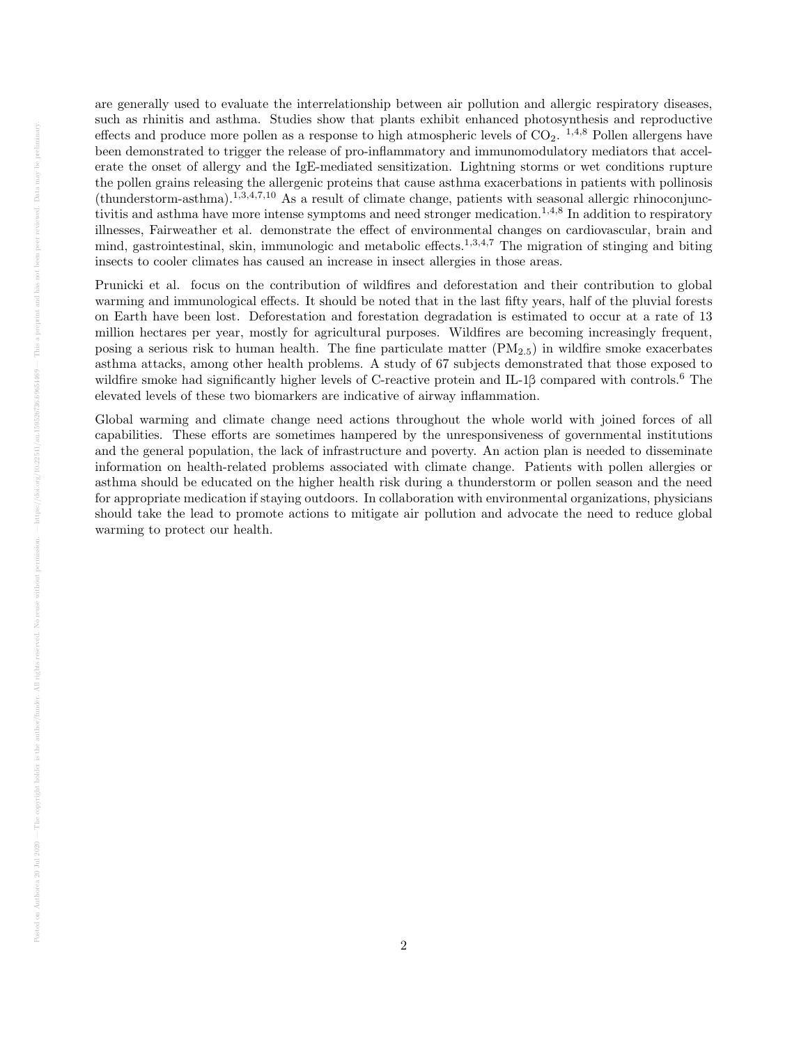are generally used to evaluate the interrelationship between air pollution and allergic respiratory diseases, such as rhinitis and asthma. Studies show that plants exhibit enhanced photosynthesis and reproductive effects and produce more pollen as a response to high atmospheric levels of $CO_2$. [1,4,8] Pollen allergens have been demonstrated to trigger the release of pro-inflammatory and immunomodulatory mediators that accelerate the onset of allergy and the IgE-mediated sensitization. Lightning storms or wet conditions rupture the pollen grains releasing the allergenic proteins that cause asthma exacerbations in patients with pollinosis (thunderstorm-asthma).[1,3,4,7,10] As a result of climate change, patients with seasonal allergic rhinoconjunctivitis and asthma have more intense symptoms and need stronger medication.[1,4,8] In addition to respiratory illnesses, Fairweather et al. demonstrate the effect of environmental changes on cardiovascular, brain and mind, gastrointestinal, skin, immunologic and metabolic effects.[1,3,4,7] The migration of stinging and biting insects to cooler climates has caused an increase in insect allergies in those areas.

Prunicki et al. focus on the contribution of wildfires and deforestation and their contribution to global warming and immunological effects. It should be noted that in the last fifty years, half of the pluvial forests on Earth have been lost. Deforestation and forestation degradation is estimated to occur at a rate of 13 million hectares per year, mostly for agricultural purposes. Wildfires are becoming increasingly frequent, posing a serious risk to human health. The fine particulate matter ($PM_{2.5}$) in wildfire smoke exacerbates asthma attacks, among other health problems. A study of 67 subjects demonstrated that those exposed to wildfire smoke had significantly higher levels of C-reactive protein and IL-1β compared with controls.[6] The elevated levels of these two biomarkers are indicative of airway inflammation.

Global warming and climate change need actions throughout the whole world with joined forces of all capabilities. These efforts are sometimes hampered by the unresponsiveness of governmental institutions and the general population, the lack of infrastructure and poverty. An action plan is needed to disseminate information on health-related problems associated with climate change. Patients with pollen allergies or asthma should be educated on the higher health risk during a thunderstorm or pollen season and the need for appropriate medication if staying outdoors. In collaboration with environmental organizations, physicians should take the lead to promote actions to mitigate air pollution and advocate the need to reduce global warming to protect our health.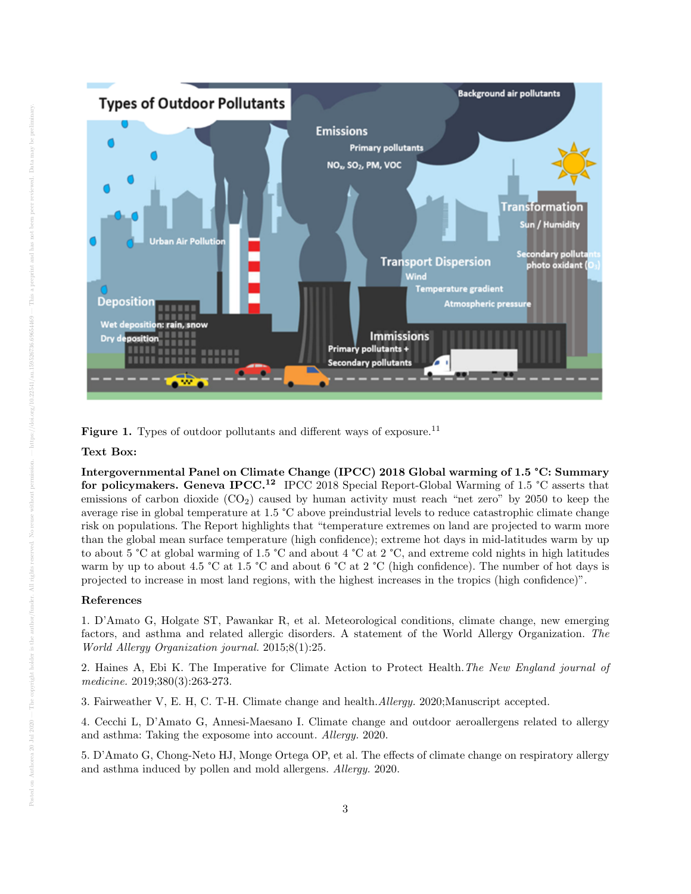**Figure 1.** Types of outdoor pollutants and different ways of exposure.[11]

**Text Box:**

**Intergovernmental Panel on Climate Change (IPCC) 2018 Global warming of 1.5 °C: Summary for policymakers. Geneva IPCC.**[12] IPCC 2018 Special Report-Global Warming of 1.5 °C asserts that emissions of carbon dioxide ($CO_2$) caused by human activity must reach "net zero" by 2050 to keep the average rise in global temperature at 1.5 °C above preindustrial levels to reduce catastrophic climate change risk on populations. The Report highlights that "temperature extremes on land are projected to warm more than the global mean surface temperature (high confidence); extreme hot days in mid-latitudes warm by up to about 5 °C at global warming of 1.5 °C and about 4 °C at 2 °C, and extreme cold nights in high latitudes warm by up to about 4.5 °C at 1.5 °C and about 6 °C at 2 °C (high confidence). The number of hot days is projected to increase in most land regions, with the highest increases in the tropics (high confidence)".

**References**

1. D'Amato G, Holgate ST, Pawankar R, et al. Meteorological conditions, climate change, new emerging factors, and asthma and related allergic disorders. A statement of the World Allergy Organization. *The World Allergy Organization journal.* 2015;8(1):25.

2. Haines A, Ebi K. The Imperative for Climate Action to Protect Health. *The New England journal of medicine.* 2019;380(3):263-273.

3. Fairweather V, E. H, C. T-H. Climate change and health. *Allergy.* 2020;Manuscript accepted.

4. Cecchi L, D'Amato G, Annesi-Maesano I. Climate change and outdoor aeroallergens related to allergy and asthma: Taking the exposome into account. *Allergy.* 2020.

5. D'Amato G, Chong-Neto HJ, Monge Ortega OP, et al. The effects of climate change on respiratory allergy and asthma induced by pollen and mold allergens. *Allergy.* 2020.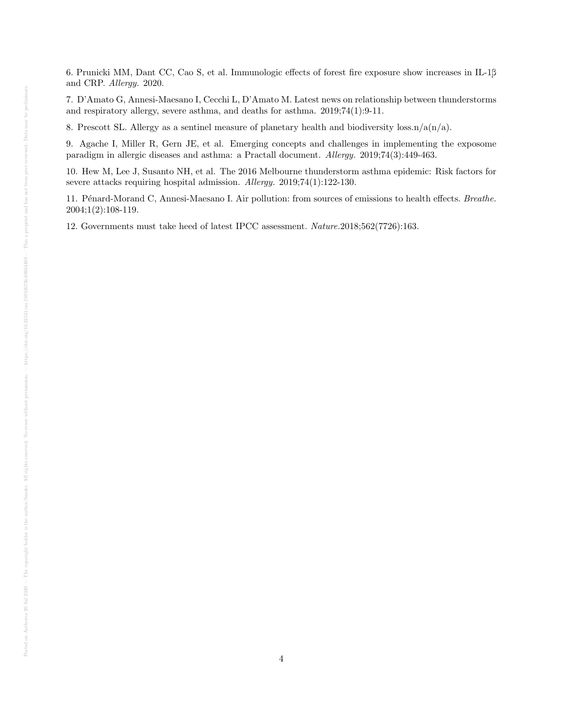6. Prunicki MM, Dant CC, Cao S, et al. Immunologic effects of forest fire exposure show increases in IL-1β and CRP. *Allergy.* 2020.

7. D'Amato G, Annesi-Maesano I, Cecchi L, D'Amato M. Latest news on relationship between thunderstorms and respiratory allergy, severe asthma, and deaths for asthma. 2019;74(1):9-11.

8. Prescott SL. Allergy as a sentinel measure of planetary health and biodiversity loss.n/a(n/a).

9. Agache I, Miller R, Gern JE, et al. Emerging concepts and challenges in implementing the exposome paradigm in allergic diseases and asthma: a Practall document. *Allergy.* 2019;74(3):449-463.

10. Hew M, Lee J, Susanto NH, et al. The 2016 Melbourne thunderstorm asthma epidemic: Risk factors for severe attacks requiring hospital admission. *Allergy.* 2019;74(1):122-130.

11. Pénard-Morand C, Annesi-Maesano I. Air pollution: from sources of emissions to health effects. *Breathe.* 2004;1(2):108-119.

12. Governments must take heed of latest IPCC assessment. *Nature.*2018;562(7726):163.